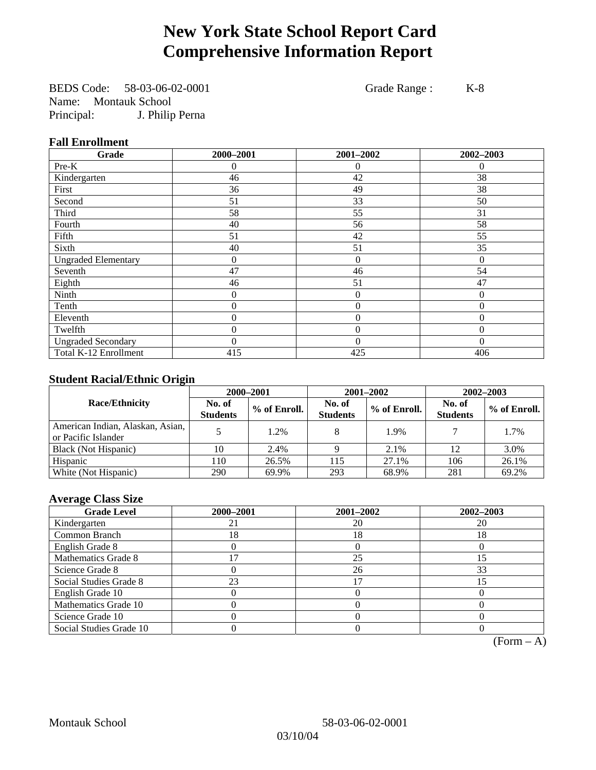# New York State School Report Card
# Comprehensive Information Report

BEDS Code: 58-03-06-02-0001 Grade Range : K-8
Name: Montauk School
Principal: J. Philip Perna

### Fall Enrollment

| Grade | 2000–2001 | 2001–2002 | 2002–2003 |
|---|---|---|---|
| Pre-K | 0 | 0 | 0 |
| Kindergarten | 46 | 42 | 38 |
| First | 36 | 49 | 38 |
| Second | 51 | 33 | 50 |
| Third | 58 | 55 | 31 |
| Fourth | 40 | 56 | 58 |
| Fifth | 51 | 42 | 55 |
| Sixth | 40 | 51 | 35 |
| Ungraded Elementary | 0 | 0 | 0 |
| Seventh | 47 | 46 | 54 |
| Eighth | 46 | 51 | 47 |
| Ninth | 0 | 0 | 0 |
| Tenth | 0 | 0 | 0 |
| Eleventh | 0 | 0 | 0 |
| Twelfth | 0 | 0 | 0 |
| Ungraded Secondary | 0 | 0 | 0 |
| Total K-12 Enrollment | 415 | 425 | 406 |

### Student Racial/Ethnic Origin

| Race/Ethnicity | 2000–2001 | | 2001–2002 | | 2002–2003 | |
|---|---|---|---|---|---|---|
| | No. of Students | % of Enroll. | No. of Students | % of Enroll. | No. of Students | % of Enroll. |
| American Indian, Alaskan, Asian, or Pacific Islander | 5 | 1.2% | 8 | 1.9% | 7 | 1.7% |
| Black (Not Hispanic) | 10 | 2.4% | 9 | 2.1% | 12 | 3.0% |
| Hispanic | 110 | 26.5% | 115 | 27.1% | 106 | 26.1% |
| White (Not Hispanic) | 290 | 69.9% | 293 | 68.9% | 281 | 69.2% |

### Average Class Size

| Grade Level | 2000–2001 | 2001–2002 | 2002–2003 |
|---|---|---|---|
| Kindergarten | 21 | 20 | 20 |
| Common Branch | 18 | 18 | 18 |
| English Grade 8 | 0 | 0 | 0 |
| Mathematics Grade 8 | 17 | 25 | 15 |
| Science Grade 8 | 0 | 26 | 33 |
| Social Studies Grade 8 | 23 | 17 | 15 |
| English Grade 10 | 0 | 0 | 0 |
| Mathematics Grade 10 | 0 | 0 | 0 |
| Science Grade 10 | 0 | 0 | 0 |
| Social Studies Grade 10 | 0 | 0 | 0 |

(Form – A)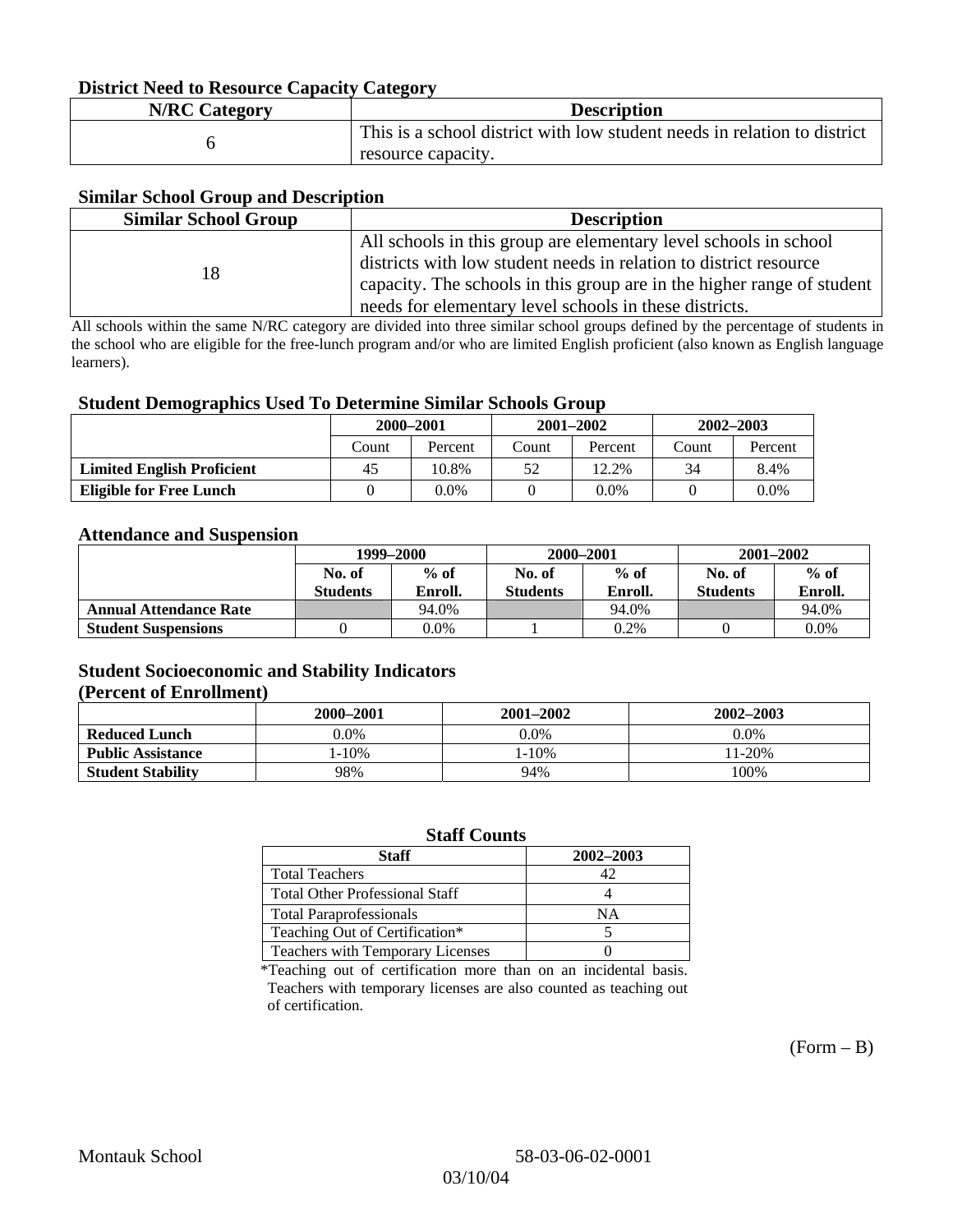### District Need to Resource Capacity Category

| N/RC Category | Description |
|---|---|
| 6 | This is a school district with low student needs in relation to district resource capacity. |

### Similar School Group and Description

| Similar School Group | Description |
|---|---|
| 18 | All schools in this group are elementary level schools in school districts with low student needs in relation to district resource capacity. The schools in this group are in the higher range of student needs for elementary level schools in these districts. |

All schools within the same N/RC category are divided into three similar school groups defined by the percentage of students in the school who are eligible for the free-lunch program and/or who are limited English proficient (also known as English language learners).

### Student Demographics Used To Determine Similar Schools Group

| | 2000–2001 | | 2001–2002 | | 2002–2003 | |
|---|---|---|---|---|---|---|
| | Count | Percent | Count | Percent | Count | Percent |
| **Limited English Proficient** | 45 | 10.8% | 52 | 12.2% | 34 | 8.4% |
| **Eligible for Free Lunch** | 0 | 0.0% | 0 | 0.0% | 0 | 0.0% |

### Attendance and Suspension

| | 1999–2000 | | 2000–2001 | | 2001–2002 | |
|---|---|---|---|---|---|---|
| | No. of Students | % of Enroll. | No. of Students | % of Enroll. | No. of Students | % of Enroll. |
| **Annual Attendance Rate** | | 94.0% | | 94.0% | | 94.0% |
| **Student Suspensions** | 0 | 0.0% | 1 | 0.2% | 0 | 0.0% |

### Student Socioeconomic and Stability Indicators (Percent of Enrollment)

| | 2000–2001 | 2001–2002 | 2002–2003 |
|---|---|---|---|
| **Reduced Lunch** | 0.0% | 0.0% | 0.0% |
| **Public Assistance** | 1-10% | 1-10% | 11-20% |
| **Student Stability** | 98% | 94% | 100% |

### Staff Counts

| Staff | 2002–2003 |
|---|---|
| Total Teachers | 42 |
| Total Other Professional Staff | 4 |
| Total Paraprofessionals | NA |
| Teaching Out of Certification* | 5 |
| Teachers with Temporary Licenses | 0 |

*Teaching out of certification more than on an incidental basis. Teachers with temporary licenses are also counted as teaching out of certification.

(Form – B)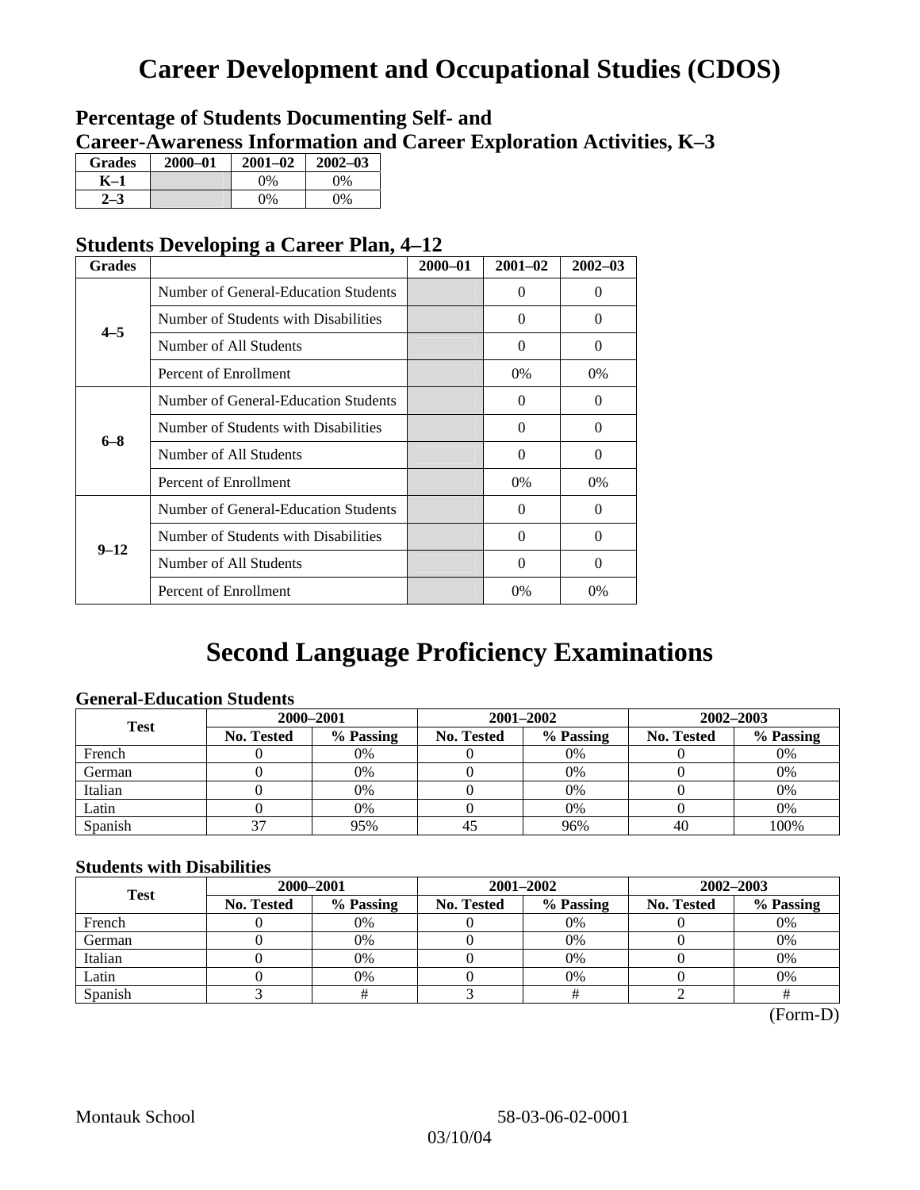# Career Development and Occupational Studies (CDOS)

## Percentage of Students Documenting Self- and Career-Awareness Information and Career Exploration Activities, K–3

| Grades | 2000–01 | 2001–02 | 2002–03 |
|---|---|---|---|
| K–1 | | 0% | 0% |
| 2–3 | | 0% | 0% |

## Students Developing a Career Plan, 4–12

| Grades | | 2000–01 | 2001–02 | 2002–03 |
|---|---|---|---|---|
| 4–5 | Number of General-Education Students | | 0 | 0 |
| | Number of Students with Disabilities | | 0 | 0 |
| | Number of All Students | | 0 | 0 |
| | Percent of Enrollment | | 0% | 0% |
| 6–8 | Number of General-Education Students | | 0 | 0 |
| | Number of Students with Disabilities | | 0 | 0 |
| | Number of All Students | | 0 | 0 |
| | Percent of Enrollment | | 0% | 0% |
| 9–12 | Number of General-Education Students | | 0 | 0 |
| | Number of Students with Disabilities | | 0 | 0 |
| | Number of All Students | | 0 | 0 |
| | Percent of Enrollment | | 0% | 0% |

# Second Language Proficiency Examinations

### General-Education Students

| Test | 2000–2001 | | 2001–2002 | | 2002–2003 | |
|---|---|---|---|---|---|---|
| | No. Tested | % Passing | No. Tested | % Passing | No. Tested | % Passing |
| French | 0 | 0% | 0 | 0% | 0 | 0% |
| German | 0 | 0% | 0 | 0% | 0 | 0% |
| Italian | 0 | 0% | 0 | 0% | 0 | 0% |
| Latin | 0 | 0% | 0 | 0% | 0 | 0% |
| Spanish | 37 | 95% | 45 | 96% | 40 | 100% |

### Students with Disabilities

| Test | 2000–2001 | | 2001–2002 | | 2002–2003 | |
|---|---|---|---|---|---|---|
| | No. Tested | % Passing | No. Tested | % Passing | No. Tested | % Passing |
| French | 0 | 0% | 0 | 0% | 0 | 0% |
| German | 0 | 0% | 0 | 0% | 0 | 0% |
| Italian | 0 | 0% | 0 | 0% | 0 | 0% |
| Latin | 0 | 0% | 0 | 0% | 0 | 0% |
| Spanish | 3 | # | 3 | # | 2 | # |

(Form-D)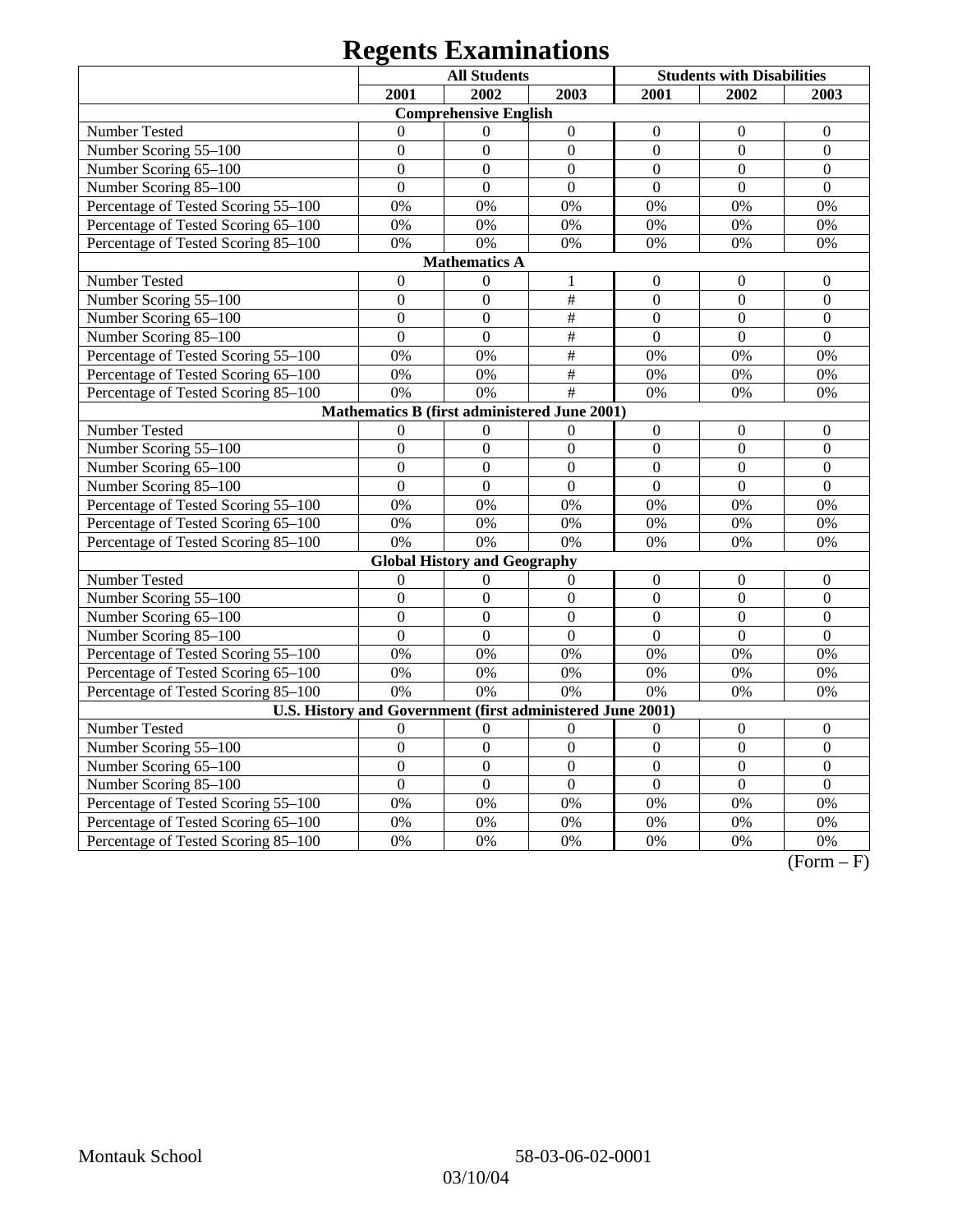# Regents Examinations

| | All Students | | | Students with Disabilities | | |
|---|---|---|---|---|---|---|
| | 2001 | 2002 | 2003 | 2001 | 2002 | 2003 |
| **Comprehensive English** | | | | | | |
| Number Tested | 0 | 0 | 0 | 0 | 0 | 0 |
| Number Scoring 55–100 | 0 | 0 | 0 | 0 | 0 | 0 |
| Number Scoring 65–100 | 0 | 0 | 0 | 0 | 0 | 0 |
| Number Scoring 85–100 | 0 | 0 | 0 | 0 | 0 | 0 |
| Percentage of Tested Scoring 55–100 | 0% | 0% | 0% | 0% | 0% | 0% |
| Percentage of Tested Scoring 65–100 | 0% | 0% | 0% | 0% | 0% | 0% |
| Percentage of Tested Scoring 85–100 | 0% | 0% | 0% | 0% | 0% | 0% |
| **Mathematics A** | | | | | | |
| Number Tested | 0 | 0 | 1 | 0 | 0 | 0 |
| Number Scoring 55–100 | 0 | 0 | # | 0 | 0 | 0 |
| Number Scoring 65–100 | 0 | 0 | # | 0 | 0 | 0 |
| Number Scoring 85–100 | 0 | 0 | # | 0 | 0 | 0 |
| Percentage of Tested Scoring 55–100 | 0% | 0% | # | 0% | 0% | 0% |
| Percentage of Tested Scoring 65–100 | 0% | 0% | # | 0% | 0% | 0% |
| Percentage of Tested Scoring 85–100 | 0% | 0% | # | 0% | 0% | 0% |
| **Mathematics B (first administered June 2001)** | | | | | | |
| Number Tested | 0 | 0 | 0 | 0 | 0 | 0 |
| Number Scoring 55–100 | 0 | 0 | 0 | 0 | 0 | 0 |
| Number Scoring 65–100 | 0 | 0 | 0 | 0 | 0 | 0 |
| Number Scoring 85–100 | 0 | 0 | 0 | 0 | 0 | 0 |
| Percentage of Tested Scoring 55–100 | 0% | 0% | 0% | 0% | 0% | 0% |
| Percentage of Tested Scoring 65–100 | 0% | 0% | 0% | 0% | 0% | 0% |
| Percentage of Tested Scoring 85–100 | 0% | 0% | 0% | 0% | 0% | 0% |
| **Global History and Geography** | | | | | | |
| Number Tested | 0 | 0 | 0 | 0 | 0 | 0 |
| Number Scoring 55–100 | 0 | 0 | 0 | 0 | 0 | 0 |
| Number Scoring 65–100 | 0 | 0 | 0 | 0 | 0 | 0 |
| Number Scoring 85–100 | 0 | 0 | 0 | 0 | 0 | 0 |
| Percentage of Tested Scoring 55–100 | 0% | 0% | 0% | 0% | 0% | 0% |
| Percentage of Tested Scoring 65–100 | 0% | 0% | 0% | 0% | 0% | 0% |
| Percentage of Tested Scoring 85–100 | 0% | 0% | 0% | 0% | 0% | 0% |
| **U.S. History and Government (first administered June 2001)** | | | | | | |
| Number Tested | 0 | 0 | 0 | 0 | 0 | 0 |
| Number Scoring 55–100 | 0 | 0 | 0 | 0 | 0 | 0 |
| Number Scoring 65–100 | 0 | 0 | 0 | 0 | 0 | 0 |
| Number Scoring 85–100 | 0 | 0 | 0 | 0 | 0 | 0 |
| Percentage of Tested Scoring 55–100 | 0% | 0% | 0% | 0% | 0% | 0% |
| Percentage of Tested Scoring 65–100 | 0% | 0% | 0% | 0% | 0% | 0% |
| Percentage of Tested Scoring 85–100 | 0% | 0% | 0% | 0% | 0% | 0% |

(Form – F)

Montauk School 58-03-06-02-0001

03/10/04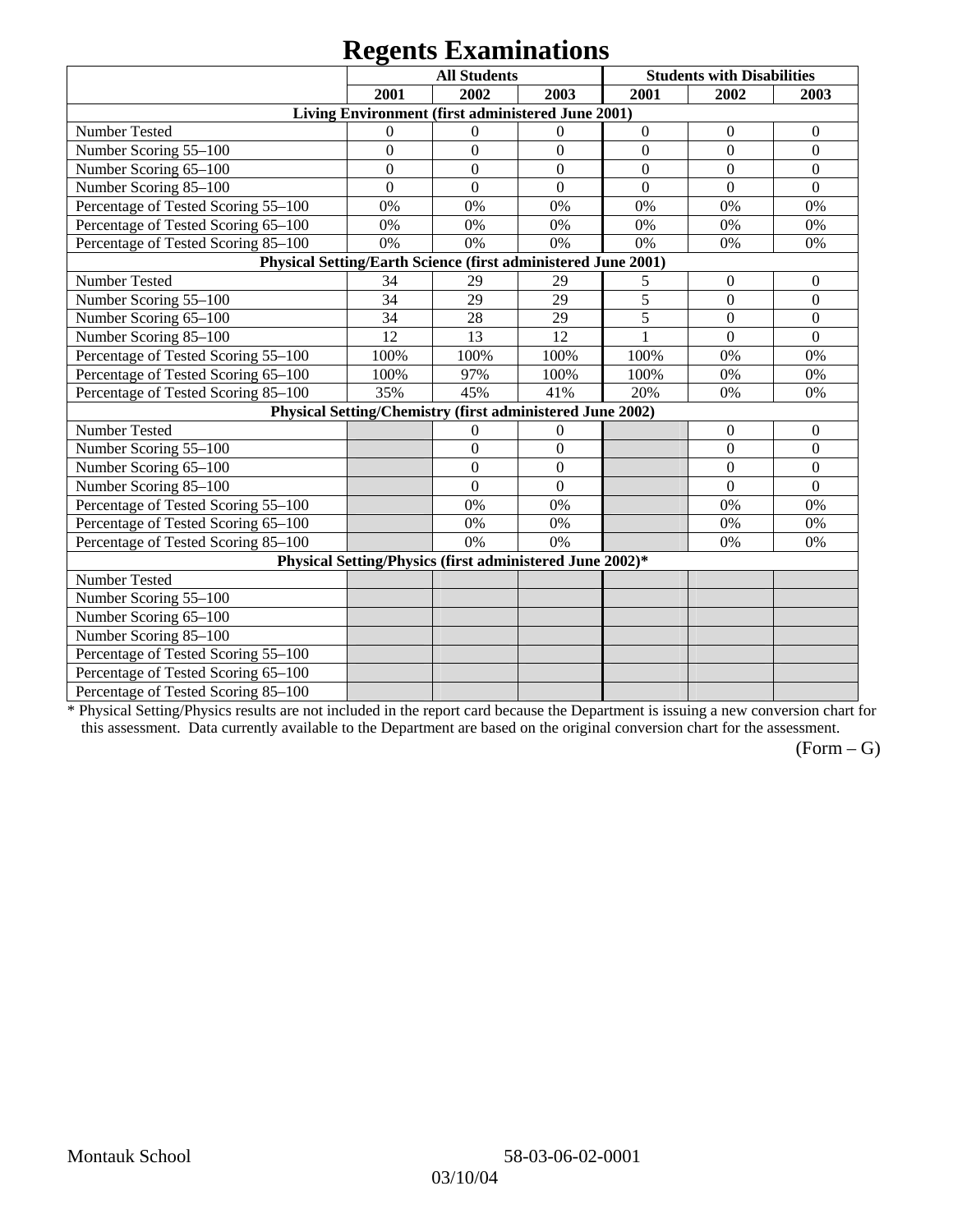# Regents Examinations

| | All Students | | | Students with Disabilities | | |
|---|---|---|---|---|---|---|
| | 2001 | 2002 | 2003 | 2001 | 2002 | 2003 |
| **Living Environment (first administered June 2001)** | | | | | | |
| Number Tested | 0 | 0 | 0 | 0 | 0 | 0 |
| Number Scoring 55–100 | 0 | 0 | 0 | 0 | 0 | 0 |
| Number Scoring 65–100 | 0 | 0 | 0 | 0 | 0 | 0 |
| Number Scoring 85–100 | 0 | 0 | 0 | 0 | 0 | 0 |
| Percentage of Tested Scoring 55–100 | 0% | 0% | 0% | 0% | 0% | 0% |
| Percentage of Tested Scoring 65–100 | 0% | 0% | 0% | 0% | 0% | 0% |
| Percentage of Tested Scoring 85–100 | 0% | 0% | 0% | 0% | 0% | 0% |
| **Physical Setting/Earth Science (first administered June 2001)** | | | | | | |
| Number Tested | 34 | 29 | 29 | 5 | 0 | 0 |
| Number Scoring 55–100 | 34 | 29 | 29 | 5 | 0 | 0 |
| Number Scoring 65–100 | 34 | 28 | 29 | 5 | 0 | 0 |
| Number Scoring 85–100 | 12 | 13 | 12 | 1 | 0 | 0 |
| Percentage of Tested Scoring 55–100 | 100% | 100% | 100% | 100% | 0% | 0% |
| Percentage of Tested Scoring 65–100 | 100% | 97% | 100% | 100% | 0% | 0% |
| Percentage of Tested Scoring 85–100 | 35% | 45% | 41% | 20% | 0% | 0% |
| **Physical Setting/Chemistry (first administered June 2002)** | | | | | | |
| Number Tested | | 0 | 0 | | 0 | 0 |
| Number Scoring 55–100 | | 0 | 0 | | 0 | 0 |
| Number Scoring 65–100 | | 0 | 0 | | 0 | 0 |
| Number Scoring 85–100 | | 0 | 0 | | 0 | 0 |
| Percentage of Tested Scoring 55–100 | | 0% | 0% | | 0% | 0% |
| Percentage of Tested Scoring 65–100 | | 0% | 0% | | 0% | 0% |
| Percentage of Tested Scoring 85–100 | | 0% | 0% | | 0% | 0% |
| **Physical Setting/Physics (first administered June 2002)*** | | | | | | |
| Number Tested | | | | | | |
| Number Scoring 55–100 | | | | | | |
| Number Scoring 65–100 | | | | | | |
| Number Scoring 85–100 | | | | | | |
| Percentage of Tested Scoring 55–100 | | | | | | |
| Percentage of Tested Scoring 65–100 | | | | | | |
| Percentage of Tested Scoring 85–100 | | | | | | |

* Physical Setting/Physics results are not included in the report card because the Department is issuing a new conversion chart for this assessment. Data currently available to the Department are based on the original conversion chart for the assessment.

(Form – G)

Montauk School 58-03-06-02-0001

03/10/04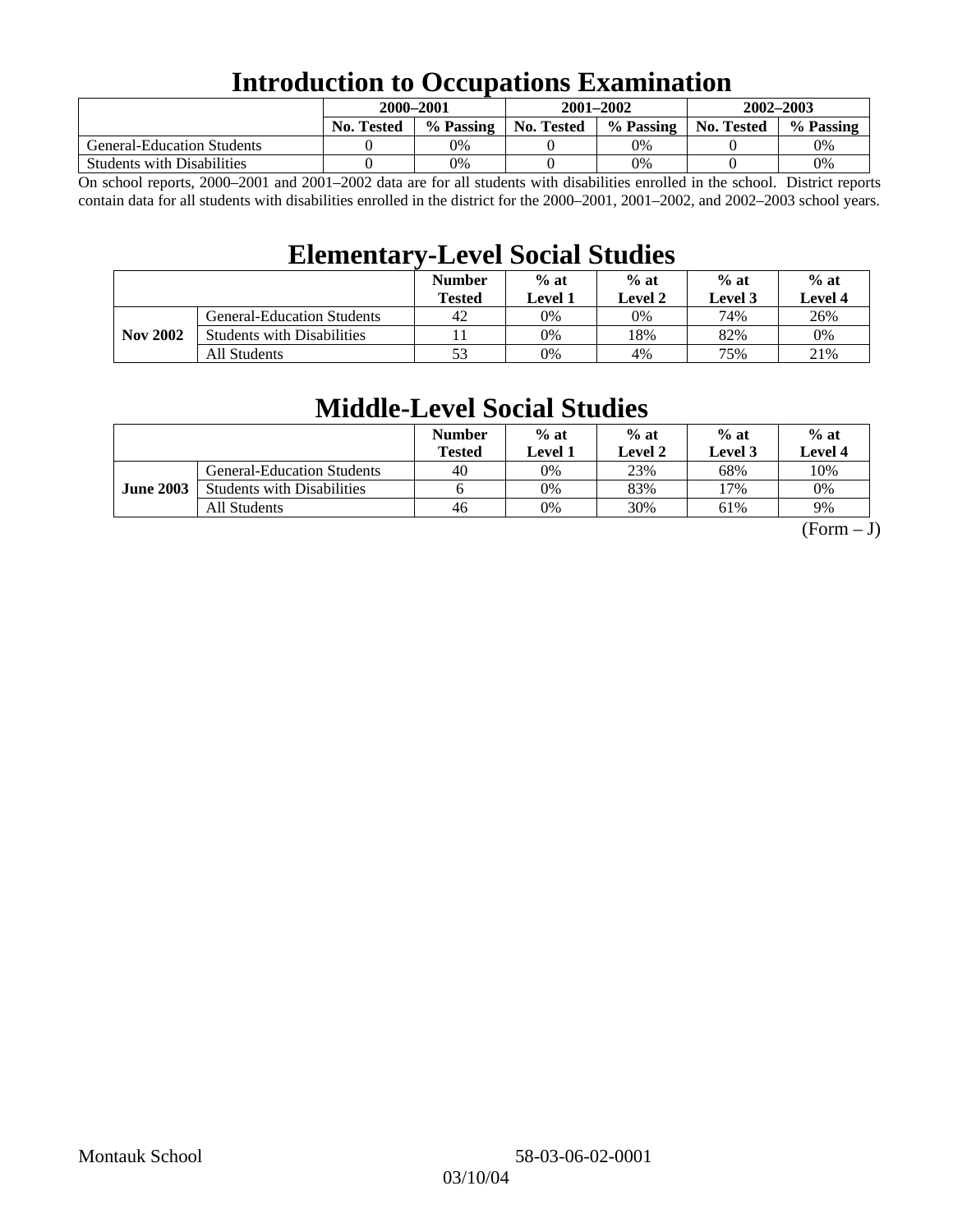# Introduction to Occupations Examination

| | 2000–2001 | | 2001–2002 | | 2002–2003 | |
|---|---|---|---|---|---|---|
| | No. Tested | % Passing | No. Tested | % Passing | No. Tested | % Passing |
| General-Education Students | 0 | 0% | 0 | 0% | 0 | 0% |
| Students with Disabilities | 0 | 0% | 0 | 0% | 0 | 0% |

On school reports, 2000–2001 and 2001–2002 data are for all students with disabilities enrolled in the school. District reports contain data for all students with disabilities enrolled in the district for the 2000–2001, 2001–2002, and 2002–2003 school years.

# Elementary-Level Social Studies

| | | Number Tested | % at Level 1 | % at Level 2 | % at Level 3 | % at Level 4 |
|---|---|---|---|---|---|---|
| **Nov 2002** | General-Education Students | 42 | 0% | 0% | 74% | 26% |
| | Students with Disabilities | 11 | 0% | 18% | 82% | 0% |
| | All Students | 53 | 0% | 4% | 75% | 21% |

# Middle-Level Social Studies

| | | Number Tested | % at Level 1 | % at Level 2 | % at Level 3 | % at Level 4 |
|---|---|---|---|---|---|---|
| **June 2003** | General-Education Students | 40 | 0% | 23% | 68% | 10% |
| | Students with Disabilities | 6 | 0% | 83% | 17% | 0% |
| | All Students | 46 | 0% | 30% | 61% | 9% |

(Form – J)